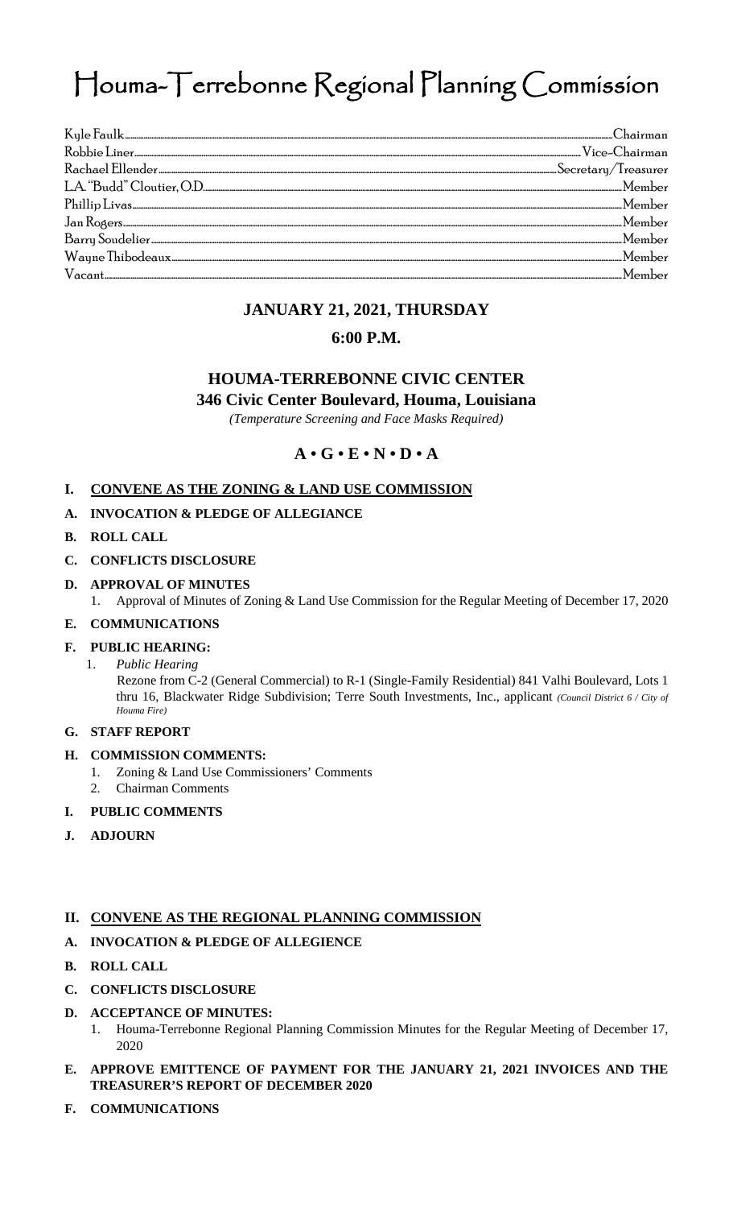# Houma-Terrebonne Regional Planning Commission

| | |
|---|---|
| Kyle Faulk | Chairman |
| Robbie Liner | Vice-Chairman |
| Rachael Ellender | Secretary/Treasurer |
| L.A. "Budd" Cloutier, O.D. | Member |
| Phillip Livas | Member |
| Jan Rogers | Member |
| Barry Soudelier | Member |
| Wayne Thibodeaux | Member |
| Vacant | Member |

**JANUARY 21, 2021, THURSDAY**

**6:00 P.M.**

**HOUMA-TERREBONNE CIVIC CENTER**

**346 Civic Center Boulevard, Houma, Louisiana**

*(Temperature Screening and Face Masks Required)*

**A • G • E • N • D • A**

## I. CONVENE AS THE ZONING & LAND USE COMMISSION

**A. INVOCATION & PLEDGE OF ALLEGIANCE**

**B. ROLL CALL**

**C. CONFLICTS DISCLOSURE**

**D. APPROVAL OF MINUTES**

1. Approval of Minutes of Zoning & Land Use Commission for the Regular Meeting of December 17, 2020

**E. COMMUNICATIONS**

**F. PUBLIC HEARING:**

1. *Public Hearing*
   Rezone from C-2 (General Commercial) to R-1 (Single-Family Residential) 841 Valhi Boulevard, Lots 1 thru 16, Blackwater Ridge Subdivision; Terre South Investments, Inc., applicant *(Council District 6 / City of Houma Fire)*

**G. STAFF REPORT**

**H. COMMISSION COMMENTS:**

1. Zoning & Land Use Commissioners' Comments
2. Chairman Comments

**I. PUBLIC COMMENTS**

**J. ADJOURN**

## II. CONVENE AS THE REGIONAL PLANNING COMMISSION

**A. INVOCATION & PLEDGE OF ALLEGIENCE**

**B. ROLL CALL**

**C. CONFLICTS DISCLOSURE**

**D. ACCEPTANCE OF MINUTES:**

1. Houma-Terrebonne Regional Planning Commission Minutes for the Regular Meeting of December 17, 2020

**E. APPROVE EMITTENCE OF PAYMENT FOR THE JANUARY 21, 2021 INVOICES AND THE TREASURER'S REPORT OF DECEMBER 2020**

**F. COMMUNICATIONS**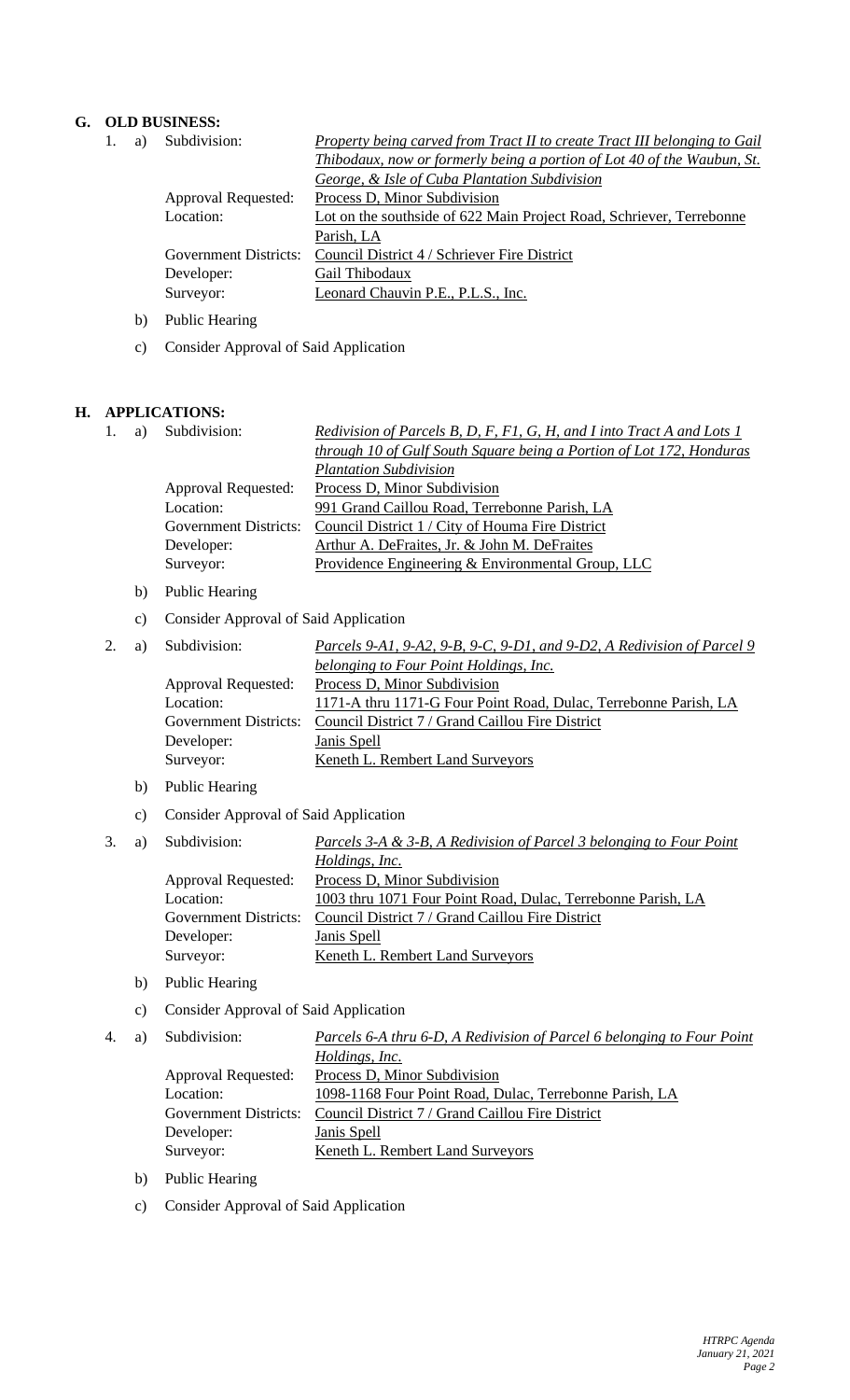## G. OLD BUSINESS:

1. a) Subdivision: *Property being carved from Tract II to create Tract III belonging to Gail Thibodaux, now or formerly being a portion of Lot 40 of the Waubun, St. George, & Isle of Cuba Plantation Subdivision*
   Approval Requested: Process D, Minor Subdivision
   Location: Lot on the southside of 622 Main Project Road, Schriever, Terrebonne Parish, LA
   Government Districts: Council District 4 / Schriever Fire District
   Developer: Gail Thibodaux
   Surveyor: Leonard Chauvin P.E., P.L.S., Inc.

   b) Public Hearing

   c) Consider Approval of Said Application

## H. APPLICATIONS:

1. a) Subdivision: *Redivision of Parcels B, D, F, F1, G, H, and I into Tract A and Lots 1 through 10 of Gulf South Square being a Portion of Lot 172, Honduras Plantation Subdivision*
   Approval Requested: Process D, Minor Subdivision
   Location: 991 Grand Caillou Road, Terrebonne Parish, LA
   Government Districts: Council District 1 / City of Houma Fire District
   Developer: Arthur A. DeFraites, Jr. & John M. DeFraites
   Surveyor: Providence Engineering & Environmental Group, LLC

   b) Public Hearing

   c) Consider Approval of Said Application

2. a) Subdivision: *Parcels 9-A1, 9-A2, 9-B, 9-C, 9-D1, and 9-D2, A Redivision of Parcel 9 belonging to Four Point Holdings, Inc.*
   Approval Requested: Process D, Minor Subdivision
   Location: 1171-A thru 1171-G Four Point Road, Dulac, Terrebonne Parish, LA
   Government Districts: Council District 7 / Grand Caillou Fire District
   Developer: Janis Spell
   Surveyor: Keneth L. Rembert Land Surveyors

   b) Public Hearing

   c) Consider Approval of Said Application

3. a) Subdivision: *Parcels 3-A & 3-B, A Redivision of Parcel 3 belonging to Four Point Holdings, Inc.*
   Approval Requested: Process D, Minor Subdivision
   Location: 1003 thru 1071 Four Point Road, Dulac, Terrebonne Parish, LA
   Government Districts: Council District 7 / Grand Caillou Fire District
   Developer: Janis Spell
   Surveyor: Keneth L. Rembert Land Surveyors

   b) Public Hearing

   c) Consider Approval of Said Application

4. a) Subdivision: *Parcels 6-A thru 6-D, A Redivision of Parcel 6 belonging to Four Point Holdings, Inc.*
   Approval Requested: Process D, Minor Subdivision
   Location: 1098-1168 Four Point Road, Dulac, Terrebonne Parish, LA
   Government Districts: Council District 7 / Grand Caillou Fire District
   Developer: Janis Spell
   Surveyor: Keneth L. Rembert Land Surveyors

   b) Public Hearing

   c) Consider Approval of Said Application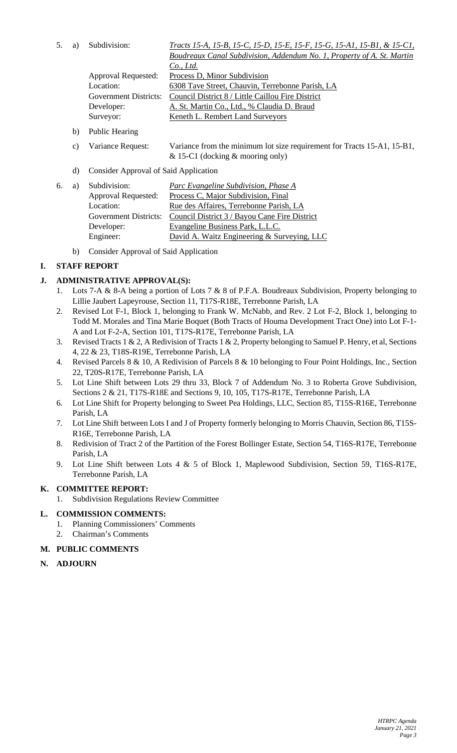5. a) Subdivision: *Tracts 15-A, 15-B, 15-C, 15-D, 15-E, 15-F, 15-G, 15-A1, 15-B1, & 15-C1, Boudreaux Canal Subdivision, Addendum No. 1, Property of A. St. Martin Co., Ltd.*
   Approval Requested: Process D, Minor Subdivision
   Location: 6308 Tave Street, Chauvin, Terrebonne Parish, LA
   Government Districts: Council District 8 / Little Caillou Fire District
   Developer: A. St. Martin Co., Ltd., % Claudia D. Braud
   Surveyor: Keneth L. Rembert Land Surveyors

   b) Public Hearing

   c) Variance Request: Variance from the minimum lot size requirement for Tracts 15-A1, 15-B1, & 15-C1 (docking & mooring only)

   d) Consider Approval of Said Application

6. a) Subdivision: *Parc Evangeline Subdivision, Phase A*
   Approval Requested: Process C, Major Subdivision, Final
   Location: Rue des Affaires, Terrebonne Parish, LA
   Government Districts: Council District 3 / Bayou Cane Fire District
   Developer: Evangeline Business Park, L.L.C.
   Engineer: David A. Waitz Engineering & Surveying, LLC

   b) Consider Approval of Said Application

## I. STAFF REPORT

## J. ADMINISTRATIVE APPROVAL(S):

1. Lots 7-A & 8-A being a portion of Lots 7 & 8 of P.F.A. Boudreaux Subdivision, Property belonging to Lillie Jaubert Lapeyrouse, Section 11, T17S-R18E, Terrebonne Parish, LA
2. Revised Lot F-1, Block 1, belonging to Frank W. McNabb, and Rev. 2 Lot F-2, Block 1, belonging to Todd M. Morales and Tina Marie Boquet (Both Tracts of Houma Development Tract One) into Lot F-1-A and Lot F-2-A, Section 101, T17S-R17E, Terrebonne Parish, LA
3. Revised Tracts 1 & 2, A Redivision of Tracts 1 & 2, Property belonging to Samuel P. Henry, et al, Sections 4, 22 & 23, T18S-R19E, Terrebonne Parish, LA
4. Revised Parcels 8 & 10, A Redivision of Parcels 8 & 10 belonging to Four Point Holdings, Inc., Section 22, T20S-R17E, Terrebonne Parish, LA
5. Lot Line Shift between Lots 29 thru 33, Block 7 of Addendum No. 3 to Roberta Grove Subdivision, Sections 2 & 21, T17S-R18E and Sections 9, 10, 105, T17S-R17E, Terrebonne Parish, LA
6. Lot Line Shift for Property belonging to Sweet Pea Holdings, LLC, Section 85, T15S-R16E, Terrebonne Parish, LA
7. Lot Line Shift between Lots I and J of Property formerly belonging to Morris Chauvin, Section 86, T15S-R16E, Terrebonne Parish, LA
8. Redivision of Tract 2 of the Partition of the Forest Bollinger Estate, Section 54, T16S-R17E, Terrebonne Parish, LA
9. Lot Line Shift between Lots 4 & 5 of Block 1, Maplewood Subdivision, Section 59, T16S-R17E, Terrebonne Parish, LA

## K. COMMITTEE REPORT:

1. Subdivision Regulations Review Committee

## L. COMMISSION COMMENTS:

1. Planning Commissioners' Comments
2. Chairman's Comments

## M. PUBLIC COMMENTS

## N. ADJOURN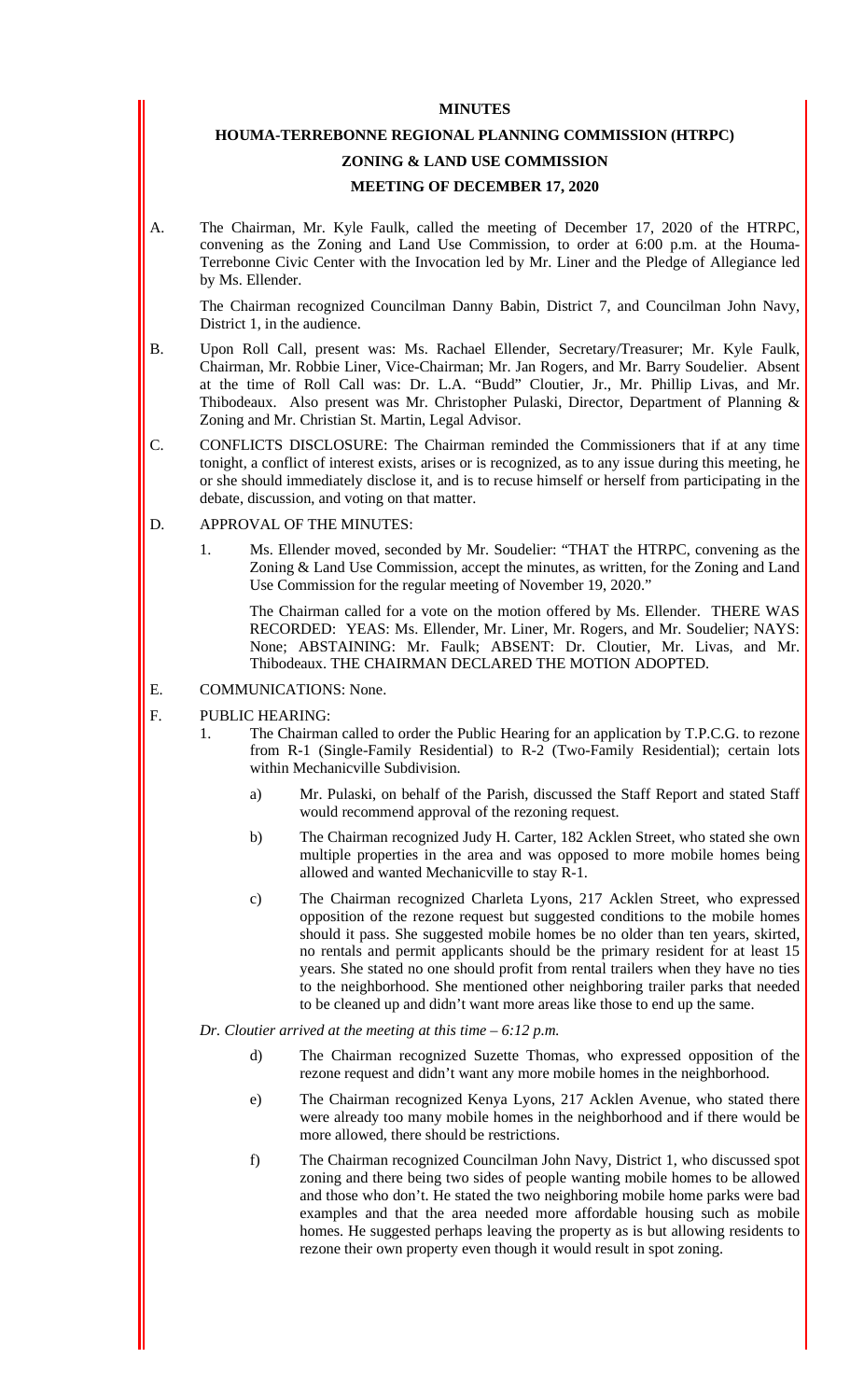**MINUTES**

**HOUMA-TERREBONNE REGIONAL PLANNING COMMISSION (HTRPC)**

**ZONING & LAND USE COMMISSION**

**MEETING OF DECEMBER 17, 2020**

A. The Chairman, Mr. Kyle Faulk, called the meeting of December 17, 2020 of the HTRPC, convening as the Zoning and Land Use Commission, to order at 6:00 p.m. at the Houma-Terrebonne Civic Center with the Invocation led by Mr. Liner and the Pledge of Allegiance led by Ms. Ellender.

   The Chairman recognized Councilman Danny Babin, District 7, and Councilman John Navy, District 1, in the audience.

B. Upon Roll Call, present was: Ms. Rachael Ellender, Secretary/Treasurer; Mr. Kyle Faulk, Chairman, Mr. Robbie Liner, Vice-Chairman; Mr. Jan Rogers, and Mr. Barry Soudelier. Absent at the time of Roll Call was: Dr. L.A. "Budd" Cloutier, Jr., Mr. Phillip Livas, and Mr. Thibodeaux. Also present was Mr. Christopher Pulaski, Director, Department of Planning & Zoning and Mr. Christian St. Martin, Legal Advisor.

C. CONFLICTS DISCLOSURE: The Chairman reminded the Commissioners that if at any time tonight, a conflict of interest exists, arises or is recognized, as to any issue during this meeting, he or she should immediately disclose it, and is to recuse himself or herself from participating in the debate, discussion, and voting on that matter.

D. APPROVAL OF THE MINUTES:

   1. Ms. Ellender moved, seconded by Mr. Soudelier: "THAT the HTRPC, convening as the Zoning & Land Use Commission, accept the minutes, as written, for the Zoning and Land Use Commission for the regular meeting of November 19, 2020."

      The Chairman called for a vote on the motion offered by Ms. Ellender. THERE WAS RECORDED: YEAS: Ms. Ellender, Mr. Liner, Mr. Rogers, and Mr. Soudelier; NAYS: None; ABSTAINING: Mr. Faulk; ABSENT: Dr. Cloutier, Mr. Livas, and Mr. Thibodeaux. THE CHAIRMAN DECLARED THE MOTION ADOPTED.

E. COMMUNICATIONS: None.

F. PUBLIC HEARING:

   1. The Chairman called to order the Public Hearing for an application by T.P.C.G. to rezone from R-1 (Single-Family Residential) to R-2 (Two-Family Residential); certain lots within Mechanicville Subdivision.

      a) Mr. Pulaski, on behalf of the Parish, discussed the Staff Report and stated Staff would recommend approval of the rezoning request.

      b) The Chairman recognized Judy H. Carter, 182 Acklen Street, who stated she own multiple properties in the area and was opposed to more mobile homes being allowed and wanted Mechanicville to stay R-1.

      c) The Chairman recognized Charleta Lyons, 217 Acklen Street, who expressed opposition of the rezone request but suggested conditions to the mobile homes should it pass. She suggested mobile homes be no older than ten years, skirted, no rentals and permit applicants should be the primary resident for at least 15 years. She stated no one should profit from rental trailers when they have no ties to the neighborhood. She mentioned other neighboring trailer parks that needed to be cleaned up and didn't want more areas like those to end up the same.

   *Dr. Cloutier arrived at the meeting at this time – 6:12 p.m.*

      d) The Chairman recognized Suzette Thomas, who expressed opposition of the rezone request and didn't want any more mobile homes in the neighborhood.

      e) The Chairman recognized Kenya Lyons, 217 Acklen Avenue, who stated there were already too many mobile homes in the neighborhood and if there would be more allowed, there should be restrictions.

      f) The Chairman recognized Councilman John Navy, District 1, who discussed spot zoning and there being two sides of people wanting mobile homes to be allowed and those who don't. He stated the two neighboring mobile home parks were bad examples and that the area needed more affordable housing such as mobile homes. He suggested perhaps leaving the property as is but allowing residents to rezone their own property even though it would result in spot zoning.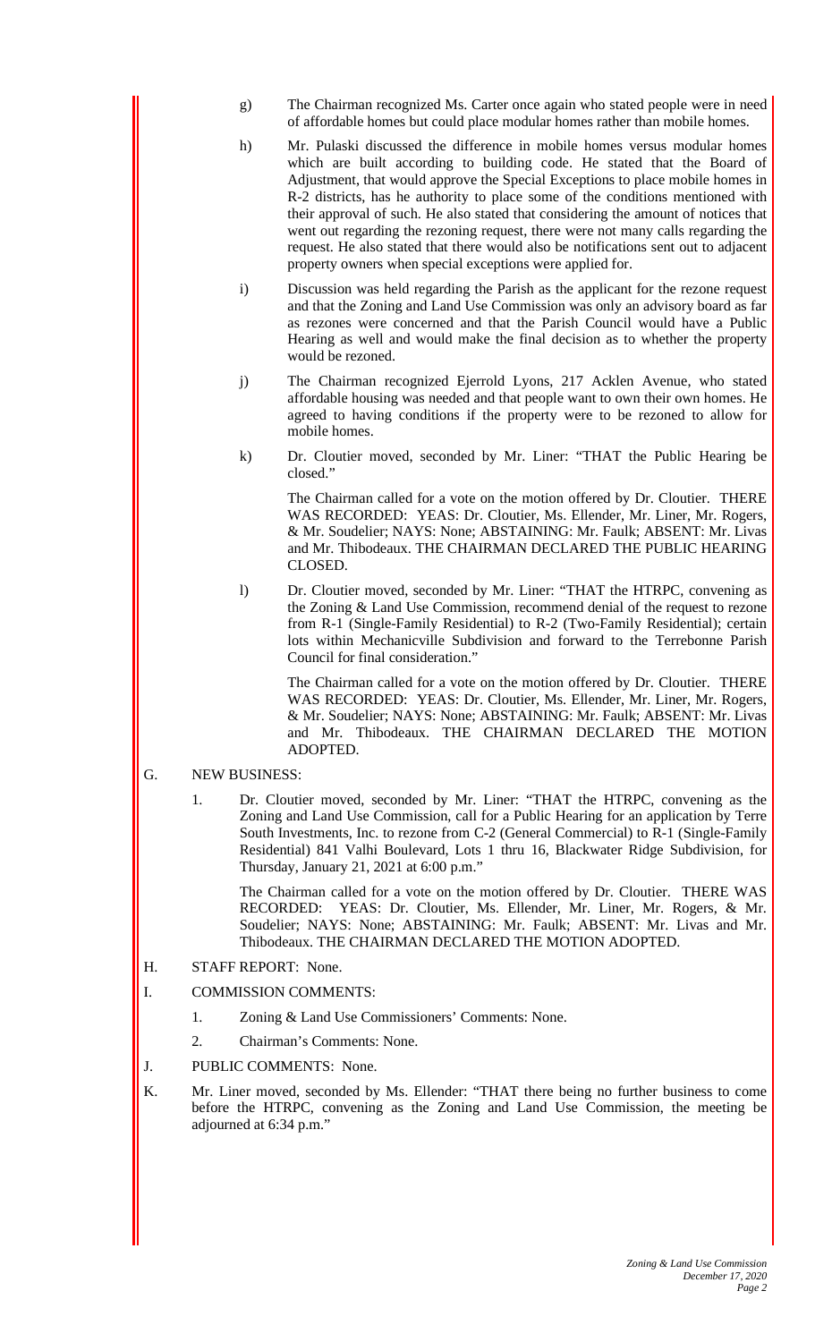g) The Chairman recognized Ms. Carter once again who stated people were in need of affordable homes but could place modular homes rather than mobile homes.

h) Mr. Pulaski discussed the difference in mobile homes versus modular homes which are built according to building code. He stated that the Board of Adjustment, that would approve the Special Exceptions to place mobile homes in R-2 districts, has he authority to place some of the conditions mentioned with their approval of such. He also stated that considering the amount of notices that went out regarding the rezoning request, there were not many calls regarding the request. He also stated that there would also be notifications sent out to adjacent property owners when special exceptions were applied for.

i) Discussion was held regarding the Parish as the applicant for the rezone request and that the Zoning and Land Use Commission was only an advisory board as far as rezones were concerned and that the Parish Council would have a Public Hearing as well and would make the final decision as to whether the property would be rezoned.

j) The Chairman recognized Ejerrold Lyons, 217 Acklen Avenue, who stated affordable housing was needed and that people want to own their own homes. He agreed to having conditions if the property were to be rezoned to allow for mobile homes.

k) Dr. Cloutier moved, seconded by Mr. Liner: "THAT the Public Hearing be closed."

The Chairman called for a vote on the motion offered by Dr. Cloutier. THERE WAS RECORDED: YEAS: Dr. Cloutier, Ms. Ellender, Mr. Liner, Mr. Rogers, & Mr. Soudelier; NAYS: None; ABSTAINING: Mr. Faulk; ABSENT: Mr. Livas and Mr. Thibodeaux. THE CHAIRMAN DECLARED THE PUBLIC HEARING CLOSED.

l) Dr. Cloutier moved, seconded by Mr. Liner: "THAT the HTRPC, convening as the Zoning & Land Use Commission, recommend denial of the request to rezone from R-1 (Single-Family Residential) to R-2 (Two-Family Residential); certain lots within Mechanicville Subdivision and forward to the Terrebonne Parish Council for final consideration."

The Chairman called for a vote on the motion offered by Dr. Cloutier. THERE WAS RECORDED: YEAS: Dr. Cloutier, Ms. Ellender, Mr. Liner, Mr. Rogers, & Mr. Soudelier; NAYS: None; ABSTAINING: Mr. Faulk; ABSENT: Mr. Livas and Mr. Thibodeaux. THE CHAIRMAN DECLARED THE MOTION ADOPTED.

G. NEW BUSINESS:

1. Dr. Cloutier moved, seconded by Mr. Liner: "THAT the HTRPC, convening as the Zoning and Land Use Commission, call for a Public Hearing for an application by Terre South Investments, Inc. to rezone from C-2 (General Commercial) to R-1 (Single-Family Residential) 841 Valhi Boulevard, Lots 1 thru 16, Blackwater Ridge Subdivision, for Thursday, January 21, 2021 at 6:00 p.m."

The Chairman called for a vote on the motion offered by Dr. Cloutier. THERE WAS RECORDED: YEAS: Dr. Cloutier, Ms. Ellender, Mr. Liner, Mr. Rogers, & Mr. Soudelier; NAYS: None; ABSTAINING: Mr. Faulk; ABSENT: Mr. Livas and Mr. Thibodeaux. THE CHAIRMAN DECLARED THE MOTION ADOPTED.

H. STAFF REPORT: None.

I. COMMISSION COMMENTS:

1. Zoning & Land Use Commissioners' Comments: None.
2. Chairman's Comments: None.

J. PUBLIC COMMENTS: None.

K. Mr. Liner moved, seconded by Ms. Ellender: "THAT there being no further business to come before the HTRPC, convening as the Zoning and Land Use Commission, the meeting be adjourned at 6:34 p.m."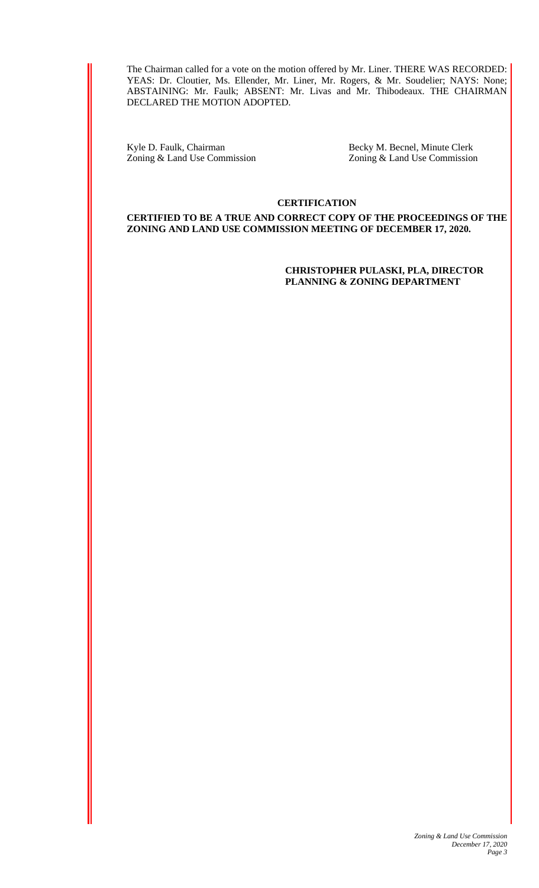The Chairman called for a vote on the motion offered by Mr. Liner. THERE WAS RECORDED: YEAS: Dr. Cloutier, Ms. Ellender, Mr. Liner, Mr. Rogers, & Mr. Soudelier; NAYS: None; ABSTAINING: Mr. Faulk; ABSENT: Mr. Livas and Mr. Thibodeaux. THE CHAIRMAN DECLARED THE MOTION ADOPTED.

| | |
|---|---|
| Kyle D. Faulk, Chairman<br>Zoning & Land Use Commission | Becky M. Becnel, Minute Clerk<br>Zoning & Land Use Commission |

**CERTIFICATION**

**CERTIFIED TO BE A TRUE AND CORRECT COPY OF THE PROCEEDINGS OF THE ZONING AND LAND USE COMMISSION MEETING OF DECEMBER 17, 2020.**

**CHRISTOPHER PULASKI, PLA, DIRECTOR**
**PLANNING & ZONING DEPARTMENT**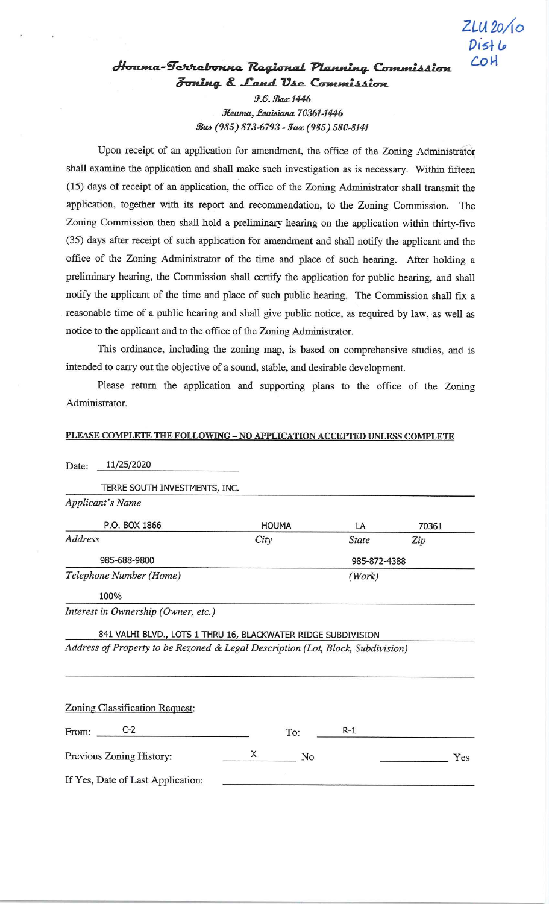ZLU 20/10
Dist 6
COH

**Houma-Terrebonne Regional Planning Commission**
**Zoning & Land Use Commission**

P.O. Box 1446
Houma, Louisiana 70361-1446
Bus (985) 873-6793 - Fax (985) 580-8141

Upon receipt of an application for amendment, the office of the Zoning Administrator shall examine the application and shall make such investigation as is necessary. Within fifteen (15) days of receipt of an application, the office of the Zoning Administrator shall transmit the application, together with its report and recommendation, to the Zoning Commission. The Zoning Commission then shall hold a preliminary hearing on the application within thirty-five (35) days after receipt of such application for amendment and shall notify the applicant and the office of the Zoning Administrator of the time and place of such hearing. After holding a preliminary hearing, the Commission shall certify the application for public hearing, and shall notify the applicant of the time and place of such public hearing. The Commission shall fix a reasonable time of a public hearing and shall give public notice, as required by law, as well as notice to the applicant and to the office of the Zoning Administrator.

This ordinance, including the zoning map, is based on comprehensive studies, and is intended to carry out the objective of a sound, stable, and desirable development.

Please return the application and supporting plans to the office of the Zoning Administrator.

**PLEASE COMPLETE THE FOLLOWING – NO APPLICATION ACCEPTED UNLESS COMPLETE**

Date: 11/25/2020

TERRE SOUTH INVESTMENTS, INC.
*Applicant's Name*

| P.O. BOX 1866 | HOUMA | LA | 70361 |
|---|---|---|---|
| *Address* | *City* | *State* | *Zip* |

| 985-688-9800 | 985-872-4388 |
|---|---|
| *Telephone Number (Home)* | *(Work)* |

100%
*Interest in Ownership (Owner, etc.)*

841 VALHI BLVD., LOTS 1 THRU 16, BLACKWATER RIDGE SUBDIVISION
*Address of Property to be Rezoned & Legal Description (Lot, Block, Subdivision)*

Zoning Classification Request:

From: C-2 To: R-1

Previous Zoning History: X No ______ Yes

If Yes, Date of Last Application: ______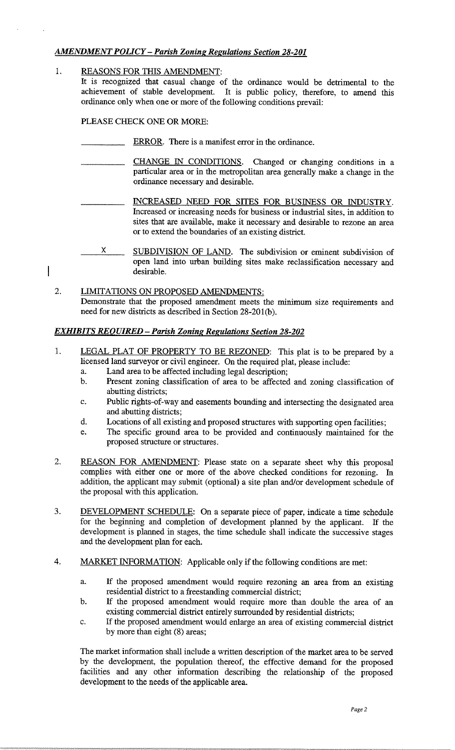***AMENDMENT POLICY – Parish Zoning Regulations Section 28-201***

1. REASONS FOR THIS AMENDMENT:
   It is recognized that casual change of the ordinance would be detrimental to the achievement of stable development. It is public policy, therefore, to amend this ordinance only when one or more of the following conditions prevail:

   PLEASE CHECK ONE OR MORE:

   _________ ERROR. There is a manifest error in the ordinance.

   _________ CHANGE IN CONDITIONS. Changed or changing conditions in a particular area or in the metropolitan area generally make a change in the ordinance necessary and desirable.

   _________ INCREASED NEED FOR SITES FOR BUSINESS OR INDUSTRY. Increased or increasing needs for business or industrial sites, in addition to sites that are available, make it necessary and desirable to rezone an area or to extend the boundaries of an existing district.

   ____X____ SUBDIVISION OF LAND. The subdivision or eminent subdivision of open land into urban building sites make reclassification necessary and desirable.

2. LIMITATIONS ON PROPOSED AMENDMENTS:
   Demonstrate that the proposed amendment meets the minimum size requirements and need for new districts as described in Section 28-201(b).

***EXHIBITS REQUIRED – Parish Zoning Regulations Section 28-202***

1. LEGAL PLAT OF PROPERTY TO BE REZONED: This plat is to be prepared by a licensed land surveyor or civil engineer. On the required plat, please include:
   a. Land area to be affected including legal description;
   b. Present zoning classification of area to be affected and zoning classification of abutting districts;
   c. Public rights-of-way and easements bounding and intersecting the designated area and abutting districts;
   d. Locations of all existing and proposed structures with supporting open facilities;
   e. The specific ground area to be provided and continuously maintained for the proposed structure or structures.

2. REASON FOR AMENDMENT: Please state on a separate sheet why this proposal complies with either one or more of the above checked conditions for rezoning. In addition, the applicant may submit (optional) a site plan and/or development schedule of the proposal with this application.

3. DEVELOPMENT SCHEDULE: On a separate piece of paper, indicate a time schedule for the beginning and completion of development planned by the applicant. If the development is planned in stages, the time schedule shall indicate the successive stages and the development plan for each.

4. MARKET INFORMATION: Applicable only if the following conditions are met:

   a. If the proposed amendment would require rezoning an area from an existing residential district to a freestanding commercial district;
   b. If the proposed amendment would require more than double the area of an existing commercial district entirely surrounded by residential districts;
   c. If the proposed amendment would enlarge an area of existing commercial district by more than eight (8) areas;

   The market information shall include a written description of the market area to be served by the development, the population thereof, the effective demand for the proposed facilities and any other information describing the relationship of the proposed development to the needs of the applicable area.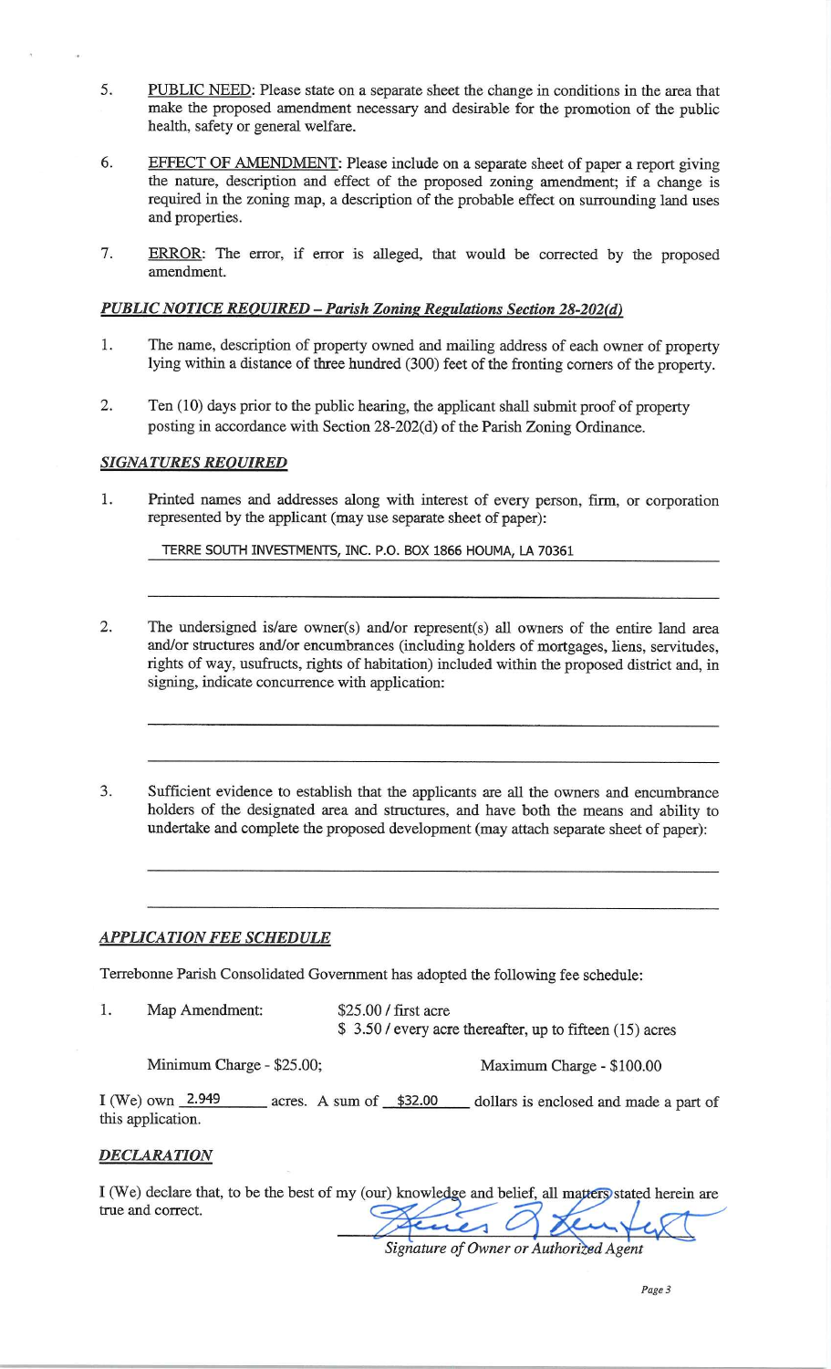5. PUBLIC NEED: Please state on a separate sheet the change in conditions in the area that make the proposed amendment necessary and desirable for the promotion of the public health, safety or general welfare.

6. EFFECT OF AMENDMENT: Please include on a separate sheet of paper a report giving the nature, description and effect of the proposed zoning amendment; if a change is required in the zoning map, a description of the probable effect on surrounding land uses and properties.

7. ERROR: The error, if error is alleged, that would be corrected by the proposed amendment.

### *PUBLIC NOTICE REQUIRED – Parish Zoning Regulations Section 28-202(d)*

1. The name, description of property owned and mailing address of each owner of property lying within a distance of three hundred (300) feet of the fronting corners of the property.

2. Ten (10) days prior to the public hearing, the applicant shall submit proof of property posting in accordance with Section 28-202(d) of the Parish Zoning Ordinance.

### *SIGNATURES REQUIRED*

1. Printed names and addresses along with interest of every person, firm, or corporation represented by the applicant (may use separate sheet of paper):

   TERRE SOUTH INVESTMENTS, INC. P.O. BOX 1866 HOUMA, LA 70361

   ______________________________________________

2. The undersigned is/are owner(s) and/or represent(s) all owners of the entire land area and/or structures and/or encumbrances (including holders of mortgages, liens, servitudes, rights of way, usufructs, rights of habitation) included within the proposed district and, in signing, indicate concurrence with application:

   ______________________________________________

   ______________________________________________

3. Sufficient evidence to establish that the applicants are all the owners and encumbrance holders of the designated area and structures, and have both the means and ability to undertake and complete the proposed development (may attach separate sheet of paper):

   ______________________________________________

   ______________________________________________

### *APPLICATION FEE SCHEDULE*

Terrebonne Parish Consolidated Government has adopted the following fee schedule:

1. Map Amendment: $25.00 / first acre
   $ 3.50 / every acre thereafter, up to fifteen (15) acres

   Minimum Charge - $25.00; Maximum Charge - $100.00

I (We) own 2.949 acres. A sum of $32.00 dollars is enclosed and made a part of this application.

### *DECLARATION*

I (We) declare that, to be the best of my (our) knowledge and belief, all matters stated herein are true and correct.

*Signature of Owner or Authorized Agent*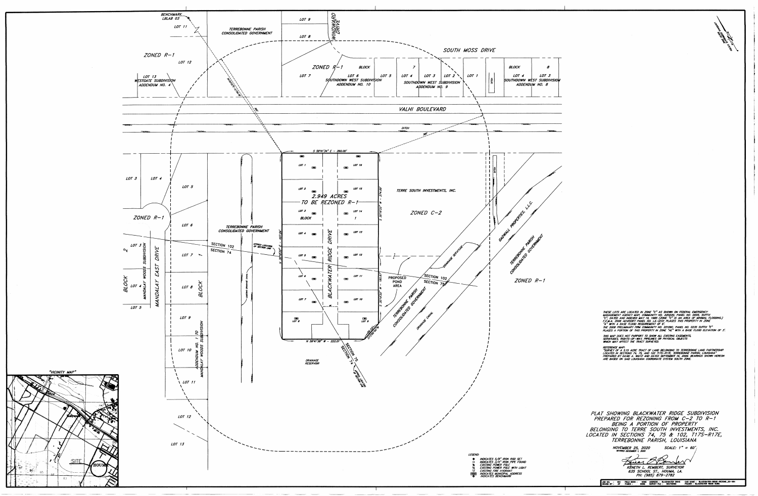BENCHMARK LBLAB 03

TERREBONNE PARISH CONSOLIDATED GOVERNMENT

WINDWARD DRIVE

SOUTH MOSS DRIVE

ZONED R-1

LOT 13 WESTGATE SUBDIVISION ADDENDUM NO. 4

LOT 6 SOUTHDOWN WEST SUBDIVISION ADDENDUM NO. 10

BLOCK 7

LOT 3 SOUTHDOWN WEST SUBDIVISION ADDENDUM NO. 9

BLOCK 8

LOT 4 LOT 3 SOUTHDOWN WEST SUBDIVISION ADDENDUM NO. 8

VALHI BOULEVARD

S 58°41'34" E – 260.00'

2.949 ACRES TO BE REZONED R-1

BLOCK 1

BLACKWATER RIDGE DRIVE

TERRE SOUTH INVESTMENTS, INC.

ZONED C-2

GADWALL PROPERTIES, L.L.C.

TERREBONNE PARISH CONSOLIDATED GOVERNMENT

ZONED R-1

PROPOSED POND AREA

SECTION 102 / SECTION 74

SECTION 102 / SECTION 75

SECTION 75 / SECTION 74

N 58°41'38" W – 222.01'

DRAINAGE RESERVOIR

MANDALAY EAST DRIVE

MANDALAY WOODS SUBDIVISION

ADDENDUM NO. 1 TO MANDALAY WOODS SUBDIVISION

"VICINITY MAP"

SITE

HOUMA

THESE LOTS ARE LOCATED IN ZONE "C" AS SHOWN ON FEDERAL EMERGENCY MANAGEMENT AGENCY MAP, COMMUNITY NO. 220220, PANEL NO. 0005, SUFFIX "C", DATED AND INDEXED MAY 15, 1985 (ZONE "C" IS AN AREA OF MINIMAL FLOODING.) F.E.M.A. 2006 ADVISORY PANEL NO. LA-Q101 PLACES THIS PROPERTY IN ZONE "A" WITH A BASE FLOOD REQUIREMENT OF 6'. THE 2008 PRELIMINARY FIRM COMMUNITY NO. 22109C, PANEL NO. 0235 SUFFIX "E" PLACES A PORTION OF THIS PROPERTY IN ZONE "AE" WITH A BASE FLOOD ELEVATION OF 5'.

THIS MAP DOES NOT PURPORT TO SHOW ALL EXISTING EASEMENTS, SERVITUDES, RIGHTS-OF-WAY, PIPELINES OR PHYSICAL OBJECTS WHICH MAY AFFECT THE TRACT SURVEYED.

REFERENCE MAP: "SURVEY OF A 5.15 ACRE TRACT OF LAND BELONGING TO TERREBONNE LAND PARTNERSHIP LOCATED IN SECTIONS 74, 75, AND 102 T17S-R17E, TERREBONNE PARISH, LOUISIANA" PREPARED BY DAVID A. WAITZ AND DATED SEPTEMBER 16, 2008. BEARINGS SHOWN HEREON ARE BASED ON SAID LOUISIANA COORDINATE SYSTEM SOUTH ZONE.

## PLAT SHOWING BLACKWATER RIDGE SUBDIVISION PREPARED FOR REZONING FROM C-2 TO R-1 BEING A PORTION OF PROPERTY BELONGING TO TERRE SOUTH INVESTMENTS, INC. LOCATED IN SECTIONS 74, 75 & 102, T17S-R17E, TERREBONNE PARISH, LOUISIANA

NOVEMBER 25, 2020 SCALE: 1" = 60'

KENETH L. REMBERT, SURVEYOR
635 SCHOOL ST., HOUMA, LA.
PH: (985) 879-2782

LEGEND:
- INDICATES 5/8" IRON ROD SET
- INDICATES 3/4" IRON PIPE FOUND
- EXISTING POWER POLE
- EXISTING POWER POLE WITH LIGHT
- EXISTING FIRE HYDRANT
- INDICATES MUNICIPAL ADDRESS
- INDICATES BENCHMARK